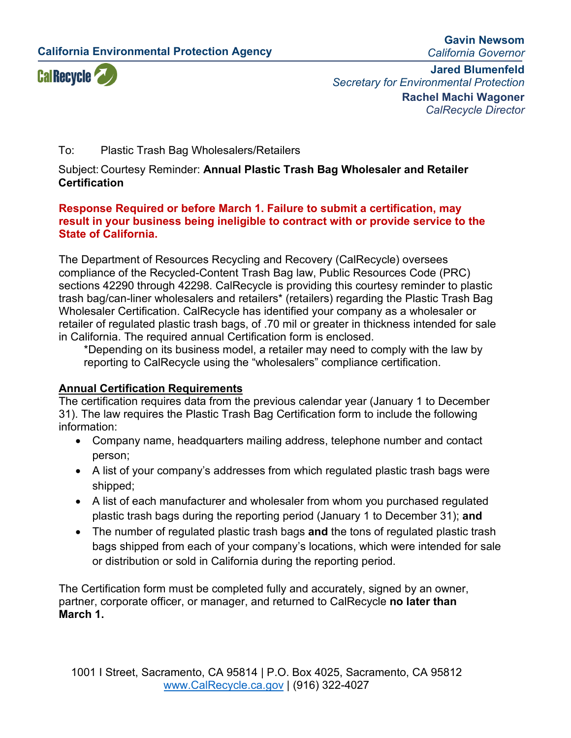California Environmental Protection Agency

CalRecycle

**Gavin Newsom**
*California Governor*

**Jared Blumenfeld**
*Secretary for Environmental Protection*

**Rachel Machi Wagoner**
*CalRecycle Director*

To: Plastic Trash Bag Wholesalers/Retailers

Subject: Courtesy Reminder: **Annual Plastic Trash Bag Wholesaler and Retailer Certification**

**Response Required or before March 1. Failure to submit a certification, may result in your business being ineligible to contract with or provide service to the State of California.**

The Department of Resources Recycling and Recovery (CalRecycle) oversees compliance of the Recycled-Content Trash Bag law, Public Resources Code (PRC) sections 42290 through 42298. CalRecycle is providing this courtesy reminder to plastic trash bag/can-liner wholesalers and retailers* (retailers) regarding the Plastic Trash Bag Wholesaler Certification. CalRecycle has identified your company as a wholesaler or retailer of regulated plastic trash bags, of .70 mil or greater in thickness intended for sale in California. The required annual Certification form is enclosed.

> *Depending on its business model, a retailer may need to comply with the law by reporting to CalRecycle using the "wholesalers" compliance certification.

## Annual Certification Requirements

The certification requires data from the previous calendar year (January 1 to December 31). The law requires the Plastic Trash Bag Certification form to include the following information:

- Company name, headquarters mailing address, telephone number and contact person;
- A list of your company's addresses from which regulated plastic trash bags were shipped;
- A list of each manufacturer and wholesaler from whom you purchased regulated plastic trash bags during the reporting period (January 1 to December 31); **and**
- The number of regulated plastic trash bags **and** the tons of regulated plastic trash bags shipped from each of your company's locations, which were intended for sale or distribution or sold in California during the reporting period.

The Certification form must be completed fully and accurately, signed by an owner, partner, corporate officer, or manager, and returned to CalRecycle **no later than March 1.**

1001 I Street, Sacramento, CA 95814 | P.O. Box 4025, Sacramento, CA 95812
www.CalRecycle.ca.gov | (916) 322-4027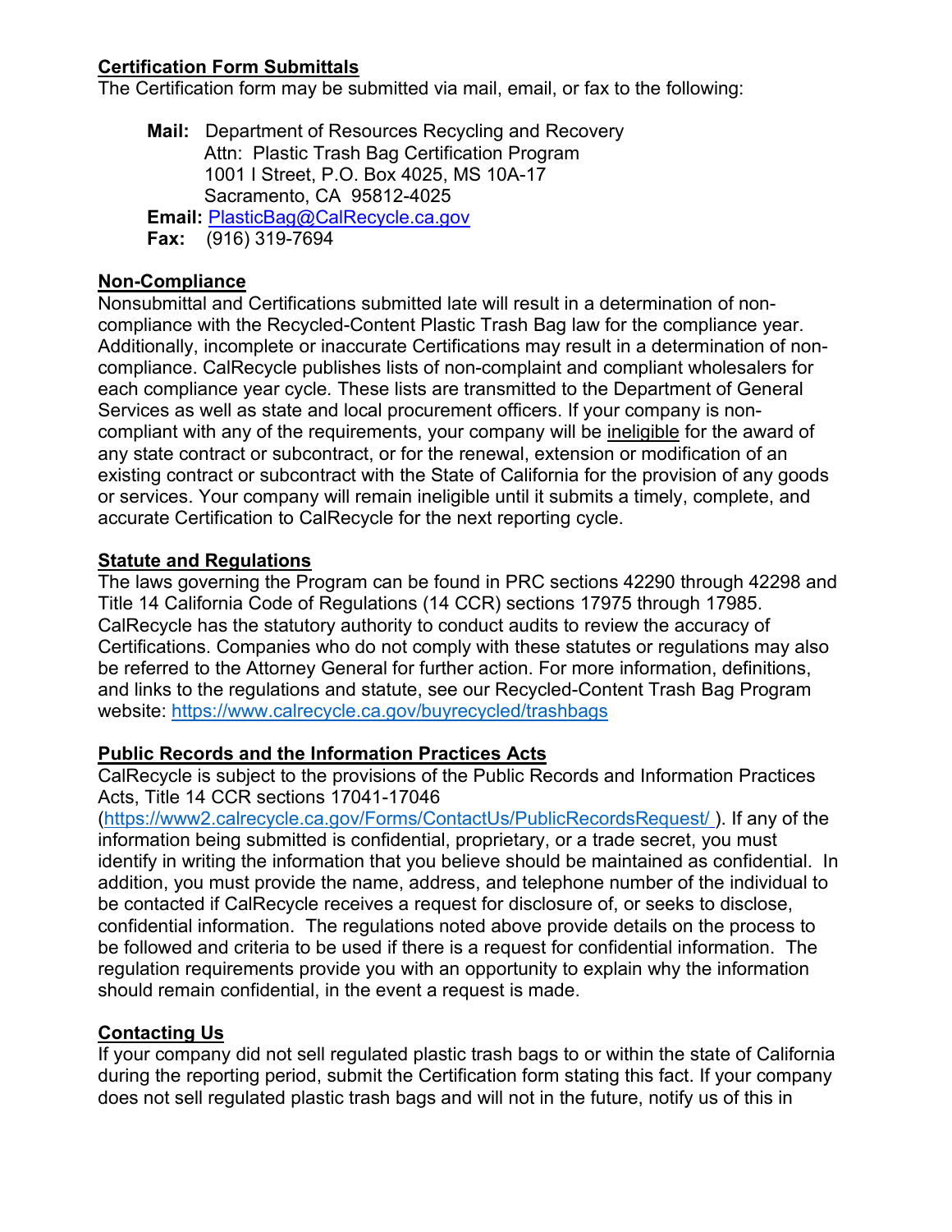## Certification Form Submittals

The Certification form may be submitted via mail, email, or fax to the following:

**Mail:** Department of Resources Recycling and Recovery
Attn: Plastic Trash Bag Certification Program
1001 I Street, P.O. Box 4025, MS 10A-17
Sacramento, CA 95812-4025

**Email:** [PlasticBag@CalRecycle.ca.gov](mailto:PlasticBag@CalRecycle.ca.gov)

**Fax:** (916) 319-7694

## Non-Compliance

Nonsubmittal and Certifications submitted late will result in a determination of non-compliance with the Recycled-Content Plastic Trash Bag law for the compliance year. Additionally, incomplete or inaccurate Certifications may result in a determination of non-compliance. CalRecycle publishes lists of non-complaint and compliant wholesalers for each compliance year cycle. These lists are transmitted to the Department of General Services as well as state and local procurement officers. If your company is non-compliant with any of the requirements, your company will be ineligible for the award of any state contract or subcontract, or for the renewal, extension or modification of an existing contract or subcontract with the State of California for the provision of any goods or services. Your company will remain ineligible until it submits a timely, complete, and accurate Certification to CalRecycle for the next reporting cycle.

## Statute and Regulations

The laws governing the Program can be found in PRC sections 42290 through 42298 and Title 14 California Code of Regulations (14 CCR) sections 17975 through 17985. CalRecycle has the statutory authority to conduct audits to review the accuracy of Certifications. Companies who do not comply with these statutes or regulations may also be referred to the Attorney General for further action. For more information, definitions, and links to the regulations and statute, see our Recycled-Content Trash Bag Program website: [https://www.calrecycle.ca.gov/buyrecycled/trashbags](https://www.calrecycle.ca.gov/buyrecycled/trashbags)

## Public Records and the Information Practices Acts

CalRecycle is subject to the provisions of the Public Records and Information Practices Acts, Title 14 CCR sections 17041-17046 ([https://www2.calrecycle.ca.gov/Forms/ContactUs/PublicRecordsRequest/](https://www2.calrecycle.ca.gov/Forms/ContactUs/PublicRecordsRequest/)). If any of the information being submitted is confidential, proprietary, or a trade secret, you must identify in writing the information that you believe should be maintained as confidential. In addition, you must provide the name, address, and telephone number of the individual to be contacted if CalRecycle receives a request for disclosure of, or seeks to disclose, confidential information. The regulations noted above provide details on the process to be followed and criteria to be used if there is a request for confidential information. The regulation requirements provide you with an opportunity to explain why the information should remain confidential, in the event a request is made.

## Contacting Us

If your company did not sell regulated plastic trash bags to or within the state of California during the reporting period, submit the Certification form stating this fact. If your company does not sell regulated plastic trash bags and will not in the future, notify us of this in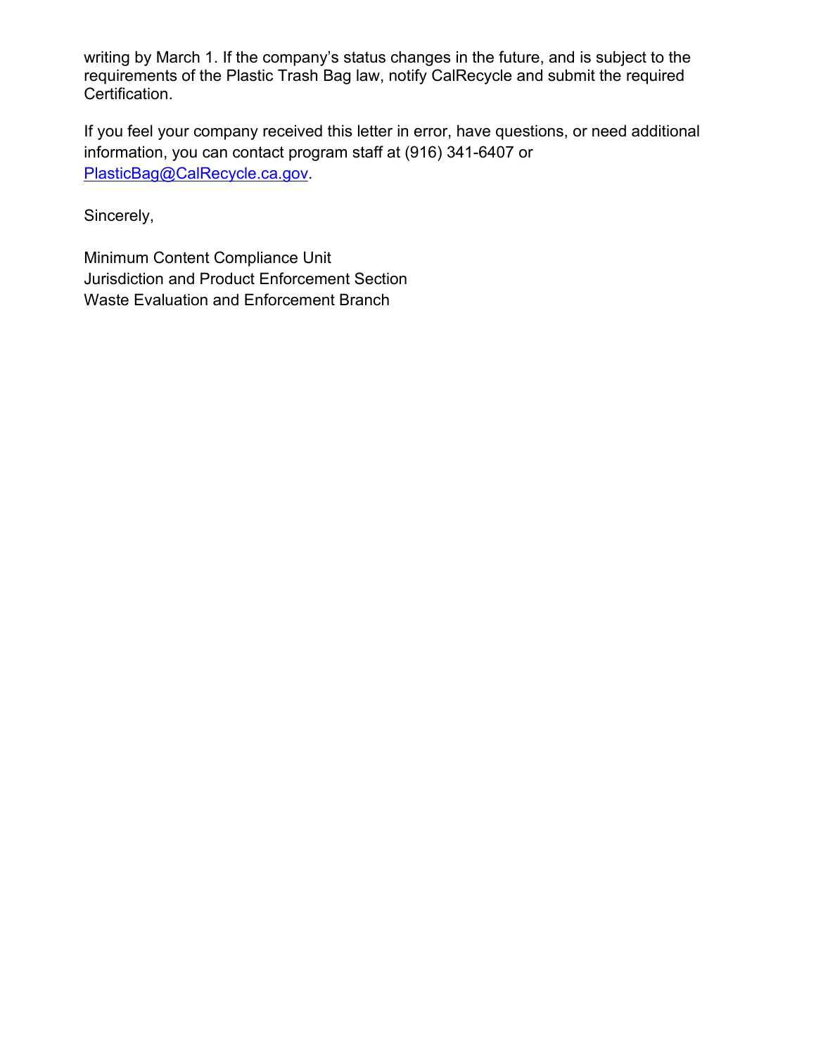writing by March 1. If the company's status changes in the future, and is subject to the requirements of the Plastic Trash Bag law, notify CalRecycle and submit the required Certification.

If you feel your company received this letter in error, have questions, or need additional information, you can contact program staff at (916) 341-6407 or PlasticBag@CalRecycle.ca.gov.

Sincerely,

Minimum Content Compliance Unit
Jurisdiction and Product Enforcement Section
Waste Evaluation and Enforcement Branch